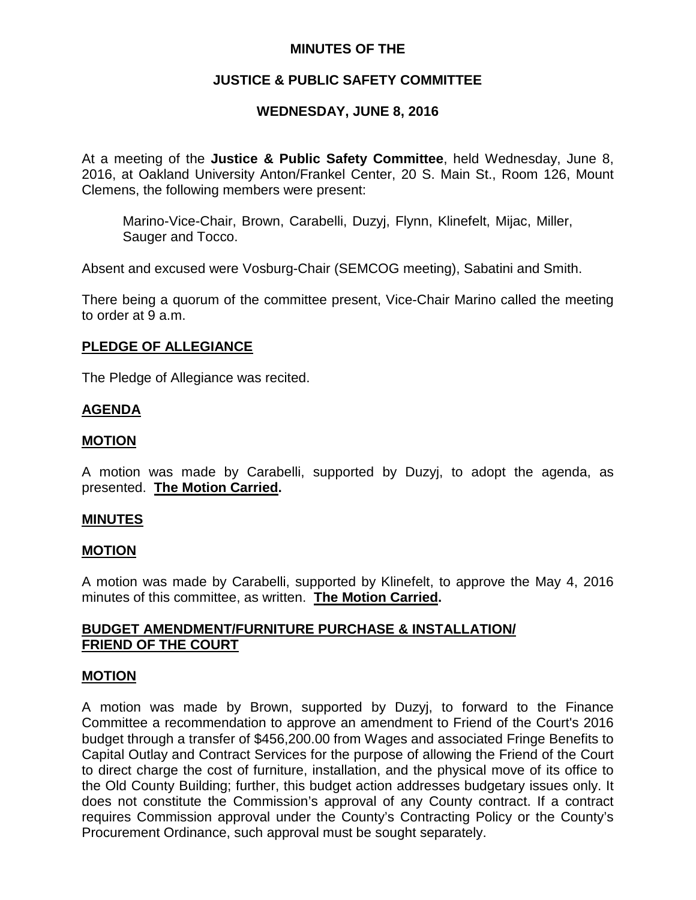**MINUTES OF THE**

**JUSTICE & PUBLIC SAFETY COMMITTEE**

**WEDNESDAY, JUNE 8, 2016**

At a meeting of the **Justice & Public Safety Committee**, held Wednesday, June 8, 2016, at Oakland University Anton/Frankel Center, 20 S. Main St., Room 126, Mount Clemens, the following members were present:

> Marino-Vice-Chair, Brown, Carabelli, Duzyj, Flynn, Klinefelt, Mijac, Miller, Sauger and Tocco.

Absent and excused were Vosburg-Chair (SEMCOG meeting), Sabatini and Smith.

There being a quorum of the committee present, Vice-Chair Marino called the meeting to order at 9 a.m.

**PLEDGE OF ALLEGIANCE**

The Pledge of Allegiance was recited.

**AGENDA**

**MOTION**

A motion was made by Carabelli, supported by Duzyj, to adopt the agenda, as presented. **The Motion Carried.**

**MINUTES**

**MOTION**

A motion was made by Carabelli, supported by Klinefelt, to approve the May 4, 2016 minutes of this committee, as written. **The Motion Carried.**

**BUDGET AMENDMENT/FURNITURE PURCHASE & INSTALLATION/ FRIEND OF THE COURT**

**MOTION**

A motion was made by Brown, supported by Duzyj, to forward to the Finance Committee a recommendation to approve an amendment to Friend of the Court's 2016 budget through a transfer of $456,200.00 from Wages and associated Fringe Benefits to Capital Outlay and Contract Services for the purpose of allowing the Friend of the Court to direct charge the cost of furniture, installation, and the physical move of its office to the Old County Building; further, this budget action addresses budgetary issues only. It does not constitute the Commission's approval of any County contract. If a contract requires Commission approval under the County's Contracting Policy or the County's Procurement Ordinance, such approval must be sought separately.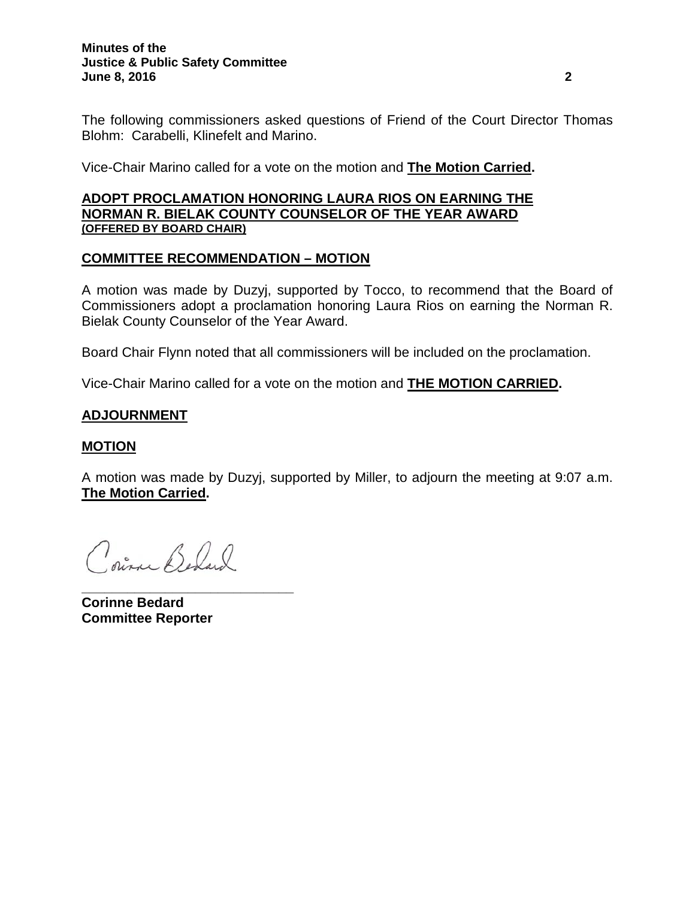The following commissioners asked questions of Friend of the Court Director Thomas Blohm: Carabelli, Klinefelt and Marino.

Vice-Chair Marino called for a vote on the motion and **The Motion Carried.**

## ADOPT PROCLAMATION HONORING LAURA RIOS ON EARNING THE NORMAN R. BIELAK COUNTY COUNSELOR OF THE YEAR AWARD

**(OFFERED BY BOARD CHAIR)**

## COMMITTEE RECOMMENDATION – MOTION

A motion was made by Duzyj, supported by Tocco, to recommend that the Board of Commissioners adopt a proclamation honoring Laura Rios on earning the Norman R. Bielak County Counselor of the Year Award.

Board Chair Flynn noted that all commissioners will be included on the proclamation.

Vice-Chair Marino called for a vote on the motion and **THE MOTION CARRIED.**

## ADJOURNMENT

## MOTION

A motion was made by Duzyj, supported by Miller, to adjourn the meeting at 9:07 a.m. **The Motion Carried.**

Corinne Bedard

**Corinne Bedard**
**Committee Reporter**